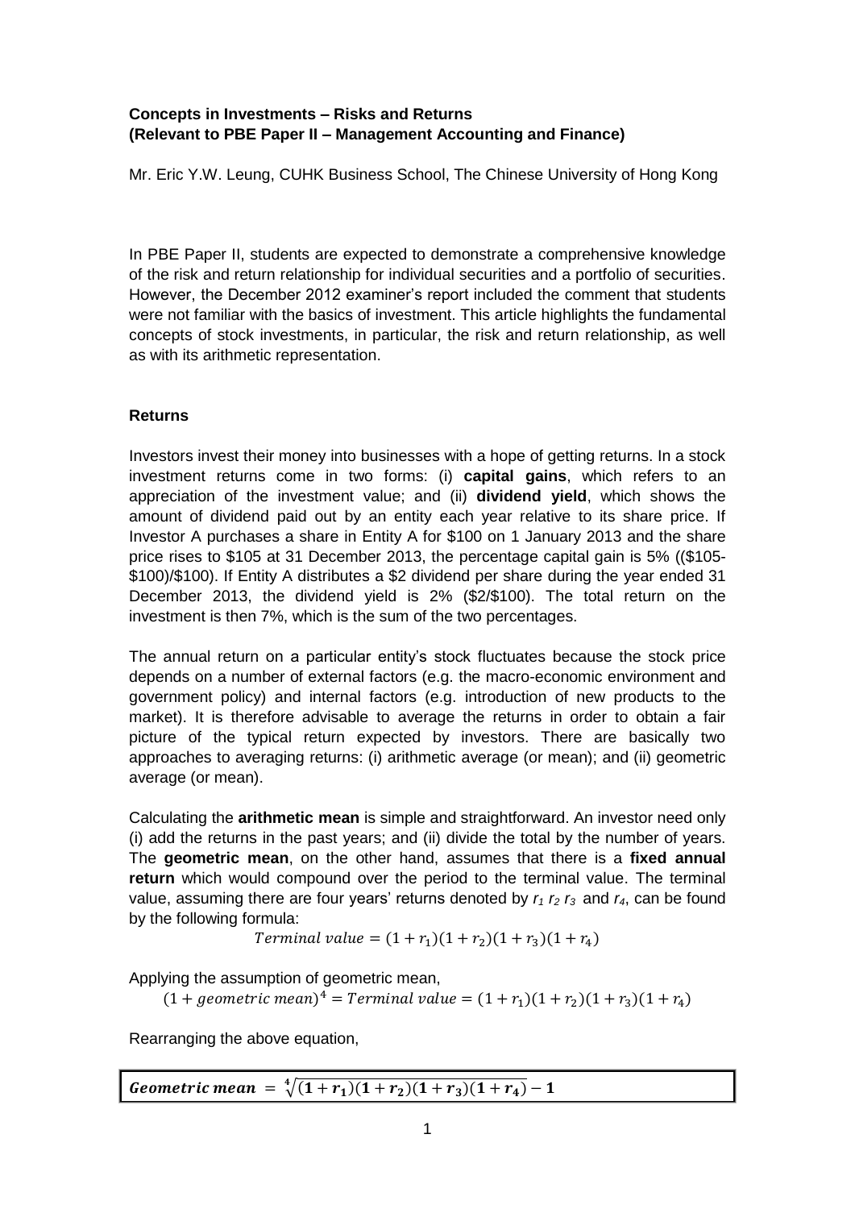**Concepts in Investments – Risks and Returns**
**(Relevant to PBE Paper II – Management Accounting and Finance)**

Mr. Eric Y.W. Leung, CUHK Business School, The Chinese University of Hong Kong

In PBE Paper II, students are expected to demonstrate a comprehensive knowledge of the risk and return relationship for individual securities and a portfolio of securities. However, the December 2012 examiner's report included the comment that students were not familiar with the basics of investment. This article highlights the fundamental concepts of stock investments, in particular, the risk and return relationship, as well as with its arithmetic representation.

## Returns

Investors invest their money into businesses with a hope of getting returns. In a stock investment returns come in two forms: (i) **capital gains**, which refers to an appreciation of the investment value; and (ii) **dividend yield**, which shows the amount of dividend paid out by an entity each year relative to its share price. If Investor A purchases a share in Entity A for \$100 on 1 January 2013 and the share price rises to \$105 at 31 December 2013, the percentage capital gain is 5% ((\$105-\$100)/\$100). If Entity A distributes a \$2 dividend per share during the year ended 31 December 2013, the dividend yield is 2% (\$2/\$100). The total return on the investment is then 7%, which is the sum of the two percentages.

The annual return on a particular entity's stock fluctuates because the stock price depends on a number of external factors (e.g. the macro-economic environment and government policy) and internal factors (e.g. introduction of new products to the market). It is therefore advisable to average the returns in order to obtain a fair picture of the typical return expected by investors. There are basically two approaches to averaging returns: (i) arithmetic average (or mean); and (ii) geometric average (or mean).

Calculating the **arithmetic mean** is simple and straightforward. An investor need only (i) add the returns in the past years; and (ii) divide the total by the number of years. The **geometric mean**, on the other hand, assumes that there is a **fixed annual return** which would compound over the period to the terminal value. The terminal value, assuming there are four years' returns denoted by $r_1$ $r_2$ $r_3$ and $r_4$, can be found by the following formula:

$$Terminal\ value = (1 + r_1)(1 + r_2)(1 + r_3)(1 + r_4)$$

Applying the assumption of geometric mean,

$$(1 + geometric\ mean)^4 = Terminal\ value = (1 + r_1)(1 + r_2)(1 + r_3)(1 + r_4)$$

Rearranging the above equation,

$$\boldsymbol{Geometric\ mean = \sqrt[4]{(1 + r_1)(1 + r_2)(1 + r_3)(1 + r_4)} - 1}$$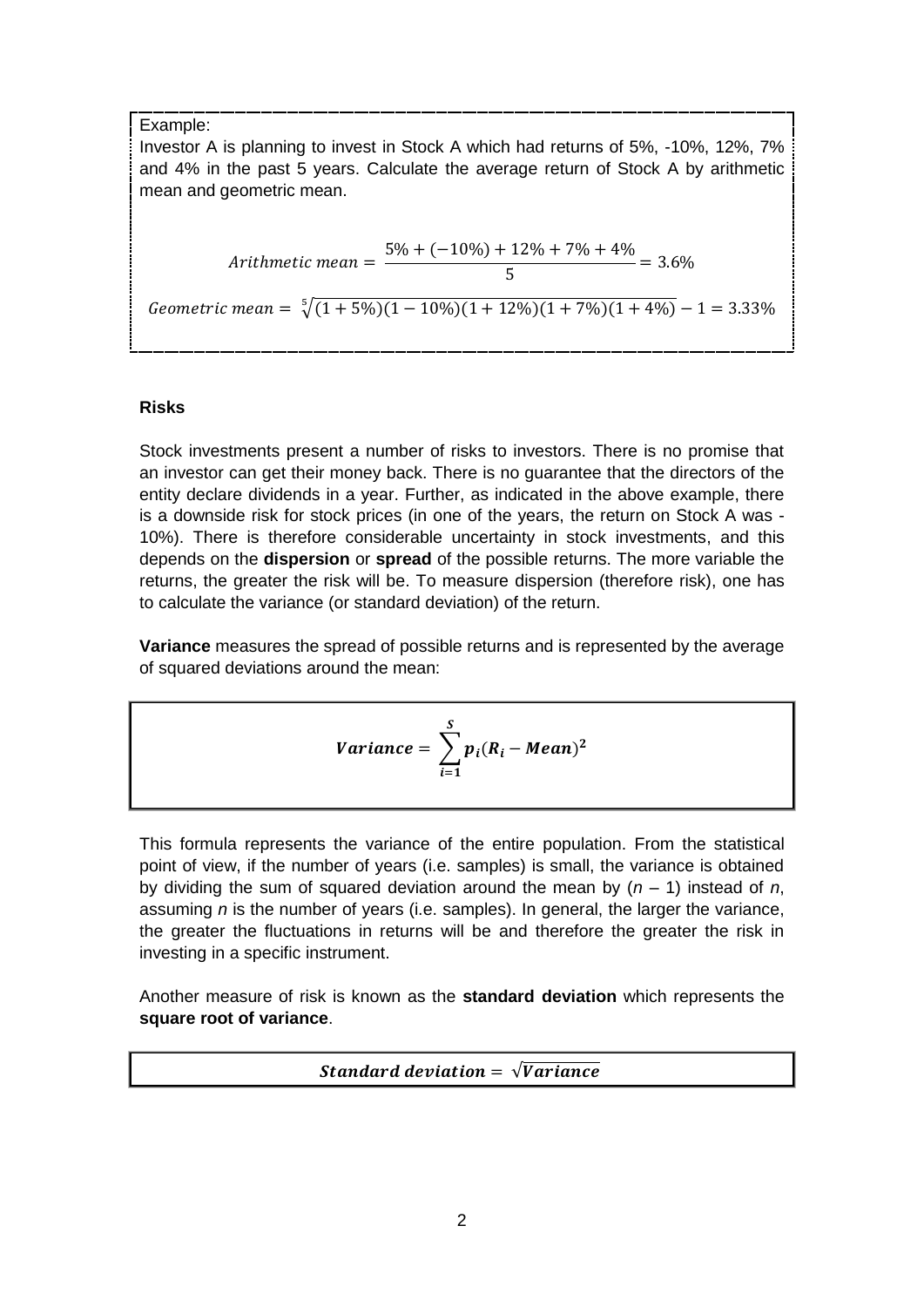Example:

Investor A is planning to invest in Stock A which had returns of 5%, -10%, 12%, 7% and 4% in the past 5 years. Calculate the average return of Stock A by arithmetic mean and geometric mean.

$$Arithmetic\ mean = \frac{5\% + (-10\%) + 12\% + 7\% + 4\%}{5} = 3.6\%$$

$$Geometric\ mean = \sqrt[5]{(1+5\%)(1-10\%)(1+12\%)(1+7\%)(1+4\%)} - 1 = 3.33\%$$

**Risks**

Stock investments present a number of risks to investors. There is no promise that an investor can get their money back. There is no guarantee that the directors of the entity declare dividends in a year. Further, as indicated in the above example, there is a downside risk for stock prices (in one of the years, the return on Stock A was -10%). There is therefore considerable uncertainty in stock investments, and this depends on the **dispersion** or **spread** of the possible returns. The more variable the returns, the greater the risk will be. To measure dispersion (therefore risk), one has to calculate the variance (or standard deviation) of the return.

**Variance** measures the spread of possible returns and is represented by the average of squared deviations around the mean:

$$\boldsymbol{Variance = \sum_{i=1}^{S} p_i (R_i - Mean)^2}$$

This formula represents the variance of the entire population. From the statistical point of view, if the number of years (i.e. samples) is small, the variance is obtained by dividing the sum of squared deviation around the mean by ($n$ – 1) instead of $n$, assuming $n$ is the number of years (i.e. samples). In general, the larger the variance, the greater the fluctuations in returns will be and therefore the greater the risk in investing in a specific instrument.

Another measure of risk is known as the **standard deviation** which represents the **square root of variance**.

$$\boldsymbol{Standard\ deviation = \sqrt{Variance}}$$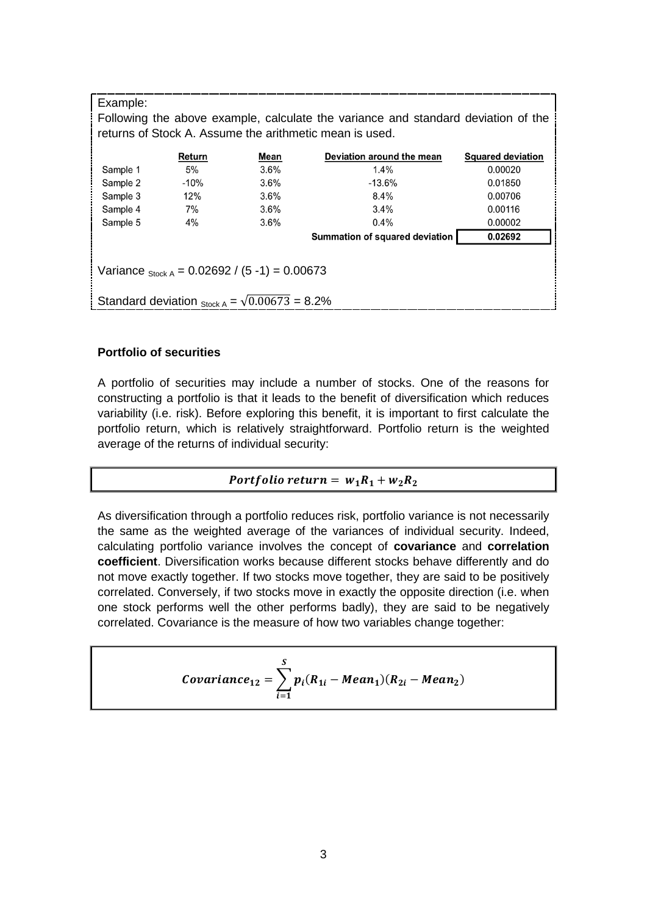Example:

Following the above example, calculate the variance and standard deviation of the returns of Stock A. Assume the arithmetic mean is used.

| | Return | Mean | Deviation around the mean | Squared deviation |
|---|---|---|---|---|
| Sample 1 | 5% | 3.6% | 1.4% | 0.00020 |
| Sample 2 | -10% | 3.6% | -13.6% | 0.01850 |
| Sample 3 | 12% | 3.6% | 8.4% | 0.00706 |
| Sample 4 | 7% | 3.6% | 3.4% | 0.00116 |
| Sample 5 | 4% | 3.6% | 0.4% | 0.00002 |
| | | | **Summation of squared deviation** | **0.02692** |

$\text{Variance}_{\text{Stock A}} = 0.02692 / (5 - 1) = 0.00673$

$\text{Standard deviation}_{\text{Stock A}} = \sqrt{0.00673} = 8.2\%$

**Portfolio of securities**

A portfolio of securities may include a number of stocks. One of the reasons for constructing a portfolio is that it leads to the benefit of diversification which reduces variability (i.e. risk). Before exploring this benefit, it is important to first calculate the portfolio return, which is relatively straightforward. Portfolio return is the weighted average of the returns of individual security:

$$\boldsymbol{Portfolio\ return = w_1 R_1 + w_2 R_2}$$

As diversification through a portfolio reduces risk, portfolio variance is not necessarily the same as the weighted average of the variances of individual security. Indeed, calculating portfolio variance involves the concept of **covariance** and **correlation coefficient**. Diversification works because different stocks behave differently and do not move exactly together. If two stocks move together, they are said to be positively correlated. Conversely, if two stocks move in exactly the opposite direction (i.e. when one stock performs well the other performs badly), they are said to be negatively correlated. Covariance is the measure of how two variables change together:

$$\boldsymbol{Covariance_{12} = \sum_{i=1}^{S} p_i (R_{1i} - Mean_1)(R_{2i} - Mean_2)}$$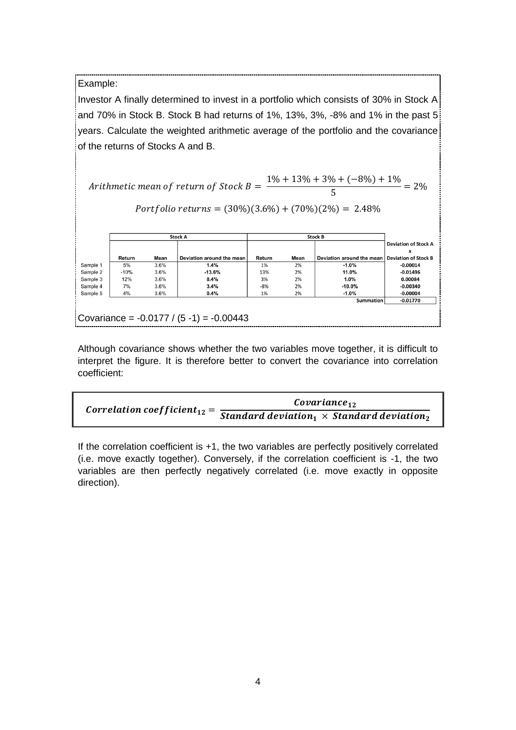Example:

Investor A finally determined to invest in a portfolio which consists of 30% in Stock A and 70% in Stock B. Stock B had returns of 1%, 13%, 3%, -8% and 1% in the past 5 years. Calculate the weighted arithmetic average of the portfolio and the covariance of the returns of Stocks A and B.

$$Arithmetic\ mean\ of\ return\ of\ Stock\ B = \frac{1\% + 13\% + 3\% + (-8\%) + 1\%}{5} = 2\%$$

$$Portfolio\ returns = (30\%)(3.6\%) + (70\%)(2\%) = 2.48\%$$

| | Stock A | | | Stock B | | | |
|---|---|---|---|---|---|---|---|
| | Return | Mean | Deviation around the mean | Return | Mean | Deviation around the mean | Deviation of Stock A x Deviation of Stock B |
| Sample 1 | 5% | 3.6% | **1.4%** | 1% | 2% | **-1.0%** | **-0.00014** |
| Sample 2 | -10% | 3.6% | **-13.6%** | 13% | 2% | **11.0%** | **-0.01496** |
| Sample 3 | 12% | 3.6% | **8.4%** | 3% | 2% | **1.0%** | **0.00084** |
| Sample 4 | 7% | 3.6% | **3.4%** | -8% | 2% | **-10.0%** | **-0.00340** |
| Sample 5 | 4% | 3.6% | **0.4%** | 1% | 2% | **-1.0%** | **-0.00004** |
| | | | | | | **Summation** | **-0.01770** |

Covariance = -0.0177 / (5 -1) = -0.00443

Although covariance shows whether the two variables move together, it is difficult to interpret the figure. It is therefore better to convert the covariance into correlation coefficient:

$$\boldsymbol{Correlation\ coefficient_{12} = \frac{Covariance_{12}}{Standard\ deviation_1 \times Standard\ deviation_2}}$$

If the correlation coefficient is +1, the two variables are perfectly positively correlated (i.e. move exactly together). Conversely, if the correlation coefficient is -1, the two variables are then perfectly negatively correlated (i.e. move exactly in opposite direction).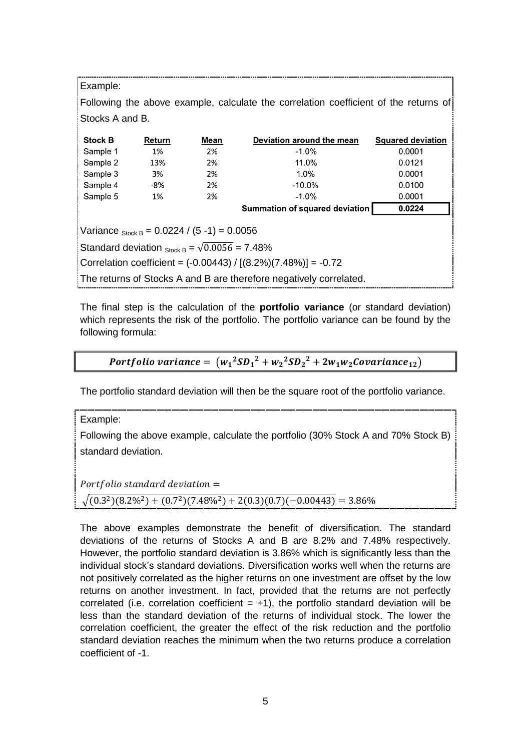Example:

Following the above example, calculate the correlation coefficient of the returns of Stocks A and B.

| Stock B | Return | Mean | Deviation around the mean | Squared deviation |
|---|---|---|---|---|
| Sample 1 | 1% | 2% | -1.0% | 0.0001 |
| Sample 2 | 13% | 2% | 11.0% | 0.0121 |
| Sample 3 | 3% | 2% | 1.0% | 0.0001 |
| Sample 4 | -8% | 2% | -10.0% | 0.0100 |
| Sample 5 | 1% | 2% | -1.0% | 0.0001 |
| | | | **Summation of squared deviation** | **0.0224** |

Variance $_{\text{Stock B}}$ = 0.0224 / (5 -1) = 0.0056

Standard deviation $_{\text{Stock B}}$ = $\sqrt{0.0056}$ = 7.48%

Correlation coefficient = (-0.00443) / [(8.2%)(7.48%)] = -0.72

The returns of Stocks A and B are therefore negatively correlated.

The final step is the calculation of the **portfolio variance** (or standard deviation) which represents the risk of the portfolio. The portfolio variance can be found by the following formula:

$$\textit{Portfolio variance} = \left(w_1{}^2 SD_1{}^2 + w_2{}^2 SD_2{}^2 + 2w_1 w_2 \textit{Covariance}_{12}\right)$$

The portfolio standard deviation will then be the square root of the portfolio variance.

Example:

Following the above example, calculate the portfolio (30% Stock A and 70% Stock B) standard deviation.

$$\textit{Portfolio standard deviation} = \sqrt{(0.3^2)(8.2\%^2) + (0.7^2)(7.48\%^2) + 2(0.3)(0.7)(-0.00443)} = 3.86\%$$

The above examples demonstrate the benefit of diversification. The standard deviations of the returns of Stocks A and B are 8.2% and 7.48% respectively. However, the portfolio standard deviation is 3.86% which is significantly less than the individual stock's standard deviations. Diversification works well when the returns are not positively correlated as the higher returns on one investment are offset by the low returns on another investment. In fact, provided that the returns are not perfectly correlated (i.e. correlation coefficient = +1), the portfolio standard deviation will be less than the standard deviation of the returns of individual stock. The lower the correlation coefficient, the greater the effect of the risk reduction and the portfolio standard deviation reaches the minimum when the two returns produce a correlation coefficient of -1.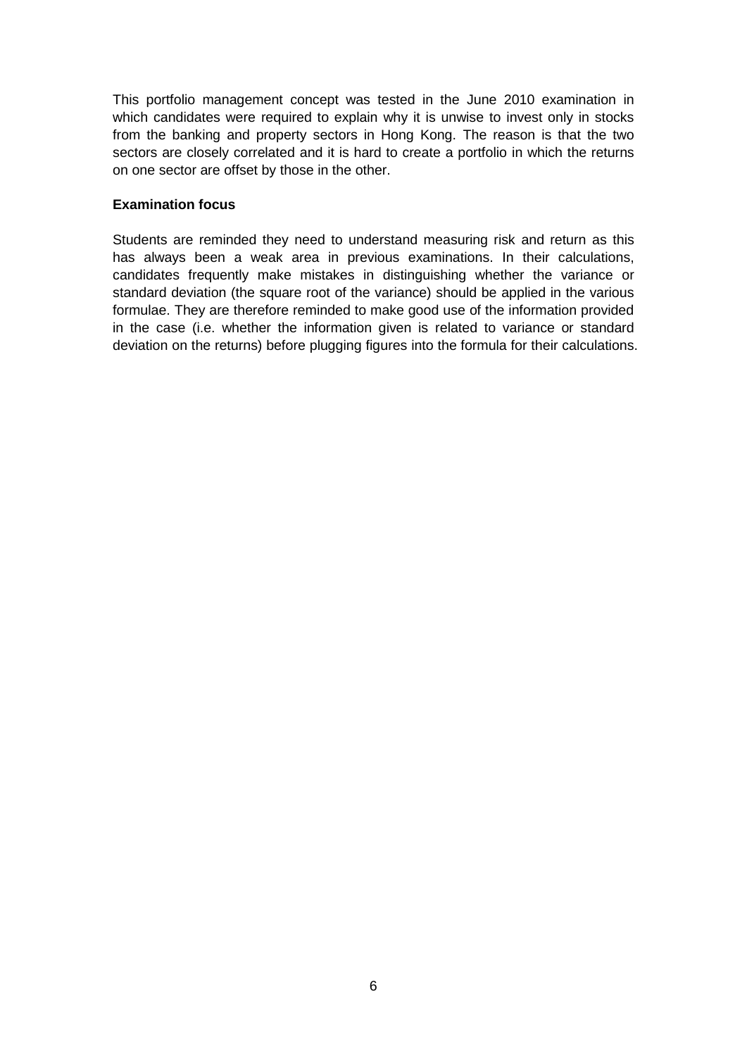This portfolio management concept was tested in the June 2010 examination in which candidates were required to explain why it is unwise to invest only in stocks from the banking and property sectors in Hong Kong. The reason is that the two sectors are closely correlated and it is hard to create a portfolio in which the returns on one sector are offset by those in the other.

**Examination focus**

Students are reminded they need to understand measuring risk and return as this has always been a weak area in previous examinations. In their calculations, candidates frequently make mistakes in distinguishing whether the variance or standard deviation (the square root of the variance) should be applied in the various formulae. They are therefore reminded to make good use of the information provided in the case (i.e. whether the information given is related to variance or standard deviation on the returns) before plugging figures into the formula for their calculations.